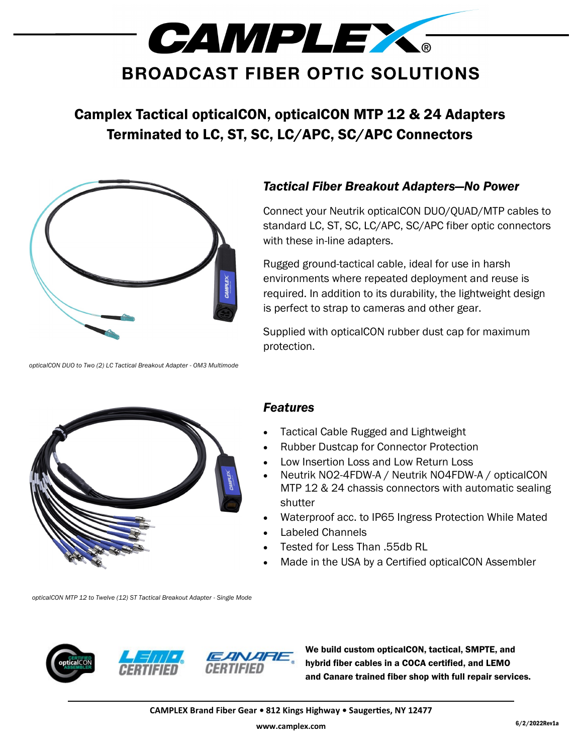# CAMPLEX

## BROADCAST FIBER OPTIC SOLUTIONS

## Camplex Tactical opticalCON, opticalCON MTP 12 & 24 Adapters Terminated to LC, ST, SC, LC/APC, SC/APC Connectors

*opticalCON DUO to Two (2) LC Tactical Breakout Adapter - OM3 Multimode*

### *Tactical Fiber Breakout Adapters—No Power*

Connect your Neutrik opticalCON DUO/QUAD/MTP cables to standard LC, ST, SC, LC/APC, SC/APC fiber optic connectors with these in-line adapters.

Rugged ground-tactical cable, ideal for use in harsh environments where repeated deployment and reuse is required. In addition to its durability, the lightweight design is perfect to strap to cameras and other gear.

Supplied with opticalCON rubber dust cap for maximum protection.

*opticalCON MTP 12 to Twelve (12) ST Tactical Breakout Adapter - Single Mode*

### *Features*

- Tactical Cable Rugged and Lightweight
- Rubber Dustcap for Connector Protection
- Low Insertion Loss and Low Return Loss
- Neutrik NO2-4FDW-A / Neutrik NO4FDW-A / opticalCON MTP 12 & 24 chassis connectors with automatic sealing shutter
- Waterproof acc. to IP65 Ingress Protection While Mated
- Labeled Channels
- Tested for Less Than .55db RL
- Made in the USA by a Certified opticalCON Assembler

**We build custom opticalCON, tactical, SMPTE, and hybrid fiber cables in a COCA certified, and LEMO and Canare trained fiber shop with full repair services.**

**CAMPLEX Brand Fiber Gear • 812 Kings Highway • Saugerties, NY 12477**

**www.camplex.com**

6/2/2022Rev1a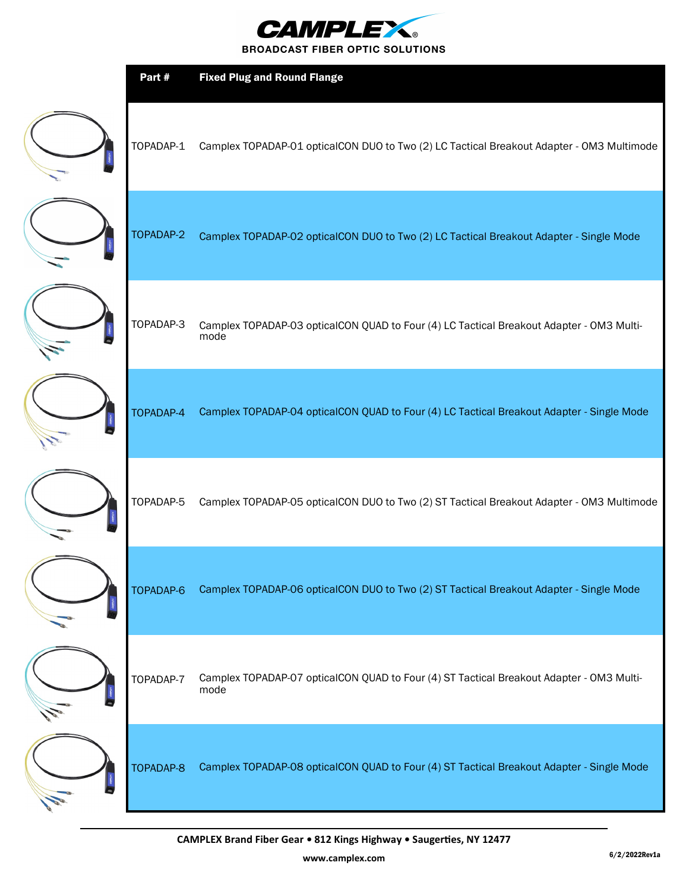# CAMPLEX

BROADCAST FIBER OPTIC SOLUTIONS

| Part # | Fixed Plug and Round Flange |
|---|---|
| TOPADAP-1 | Camplex TOPADAP-01 opticalCON DUO to Two (2) LC Tactical Breakout Adapter - OM3 Multimode |
| TOPADAP-2 | Camplex TOPADAP-02 opticalCON DUO to Two (2) LC Tactical Breakout Adapter - Single Mode |
| TOPADAP-3 | Camplex TOPADAP-03 opticalCON QUAD to Four (4) LC Tactical Breakout Adapter - OM3 Multi-mode |
| TOPADAP-4 | Camplex TOPADAP-04 opticalCON QUAD to Four (4) LC Tactical Breakout Adapter - Single Mode |
| TOPADAP-5 | Camplex TOPADAP-05 opticalCON DUO to Two (2) ST Tactical Breakout Adapter - OM3 Multimode |
| TOPADAP-6 | Camplex TOPADAP-06 opticalCON DUO to Two (2) ST Tactical Breakout Adapter - Single Mode |
| TOPADAP-7 | Camplex TOPADAP-07 opticalCON QUAD to Four (4) ST Tactical Breakout Adapter - OM3 Multi-mode |
| TOPADAP-8 | Camplex TOPADAP-08 opticalCON QUAD to Four (4) ST Tactical Breakout Adapter - Single Mode |

**CAMPLEX Brand Fiber Gear • 812 Kings Highway • Saugerties, NY 12477**

**www.camplex.com**

**6/2/2022Rev1a**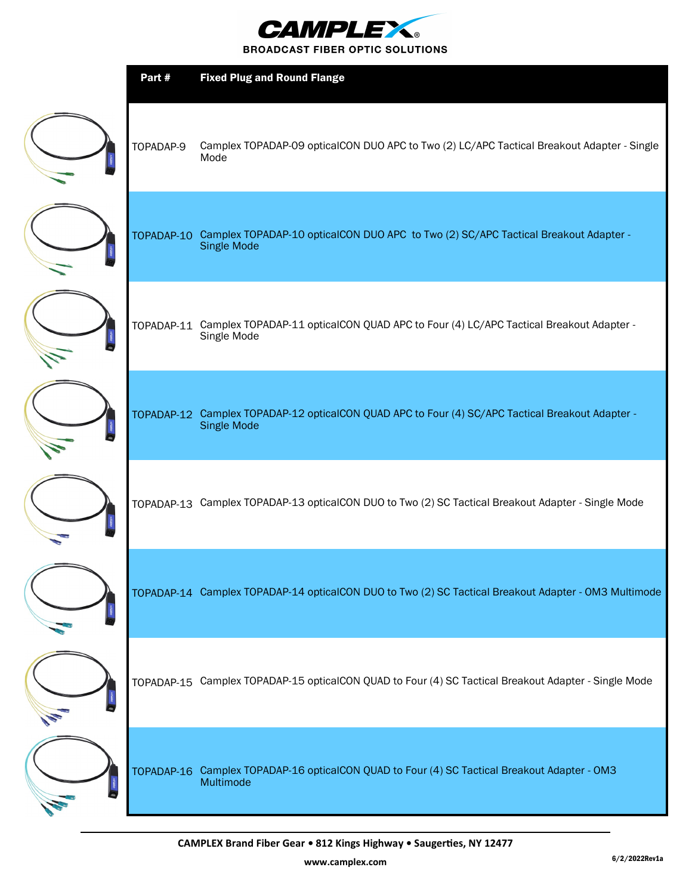**CAMPLEX**

**BROADCAST FIBER OPTIC SOLUTIONS**

| Part # | Fixed Plug and Round Flange |
|---|---|
| TOPADAP-9 | Camplex TOPADAP-09 opticalCON DUO APC to Two (2) LC/APC Tactical Breakout Adapter - Single Mode |
| TOPADAP-10 | Camplex TOPADAP-10 opticalCON DUO APC to Two (2) SC/APC Tactical Breakout Adapter - Single Mode |
| TOPADAP-11 | Camplex TOPADAP-11 opticalCON QUAD APC to Four (4) LC/APC Tactical Breakout Adapter - Single Mode |
| TOPADAP-12 | Camplex TOPADAP-12 opticalCON QUAD APC to Four (4) SC/APC Tactical Breakout Adapter - Single Mode |
| TOPADAP-13 | Camplex TOPADAP-13 opticalCON DUO to Two (2) SC Tactical Breakout Adapter - Single Mode |
| TOPADAP-14 | Camplex TOPADAP-14 opticalCON DUO to Two (2) SC Tactical Breakout Adapter - OM3 Multimode |
| TOPADAP-15 | Camplex TOPADAP-15 opticalCON QUAD to Four (4) SC Tactical Breakout Adapter - Single Mode |
| TOPADAP-16 | Camplex TOPADAP-16 opticalCON QUAD to Four (4) SC Tactical Breakout Adapter - OM3 Multimode |

**CAMPLEX Brand Fiber Gear • 812 Kings Highway • Saugerties, NY 12477**

**www.camplex.com**

**6/2/2022Rev1a**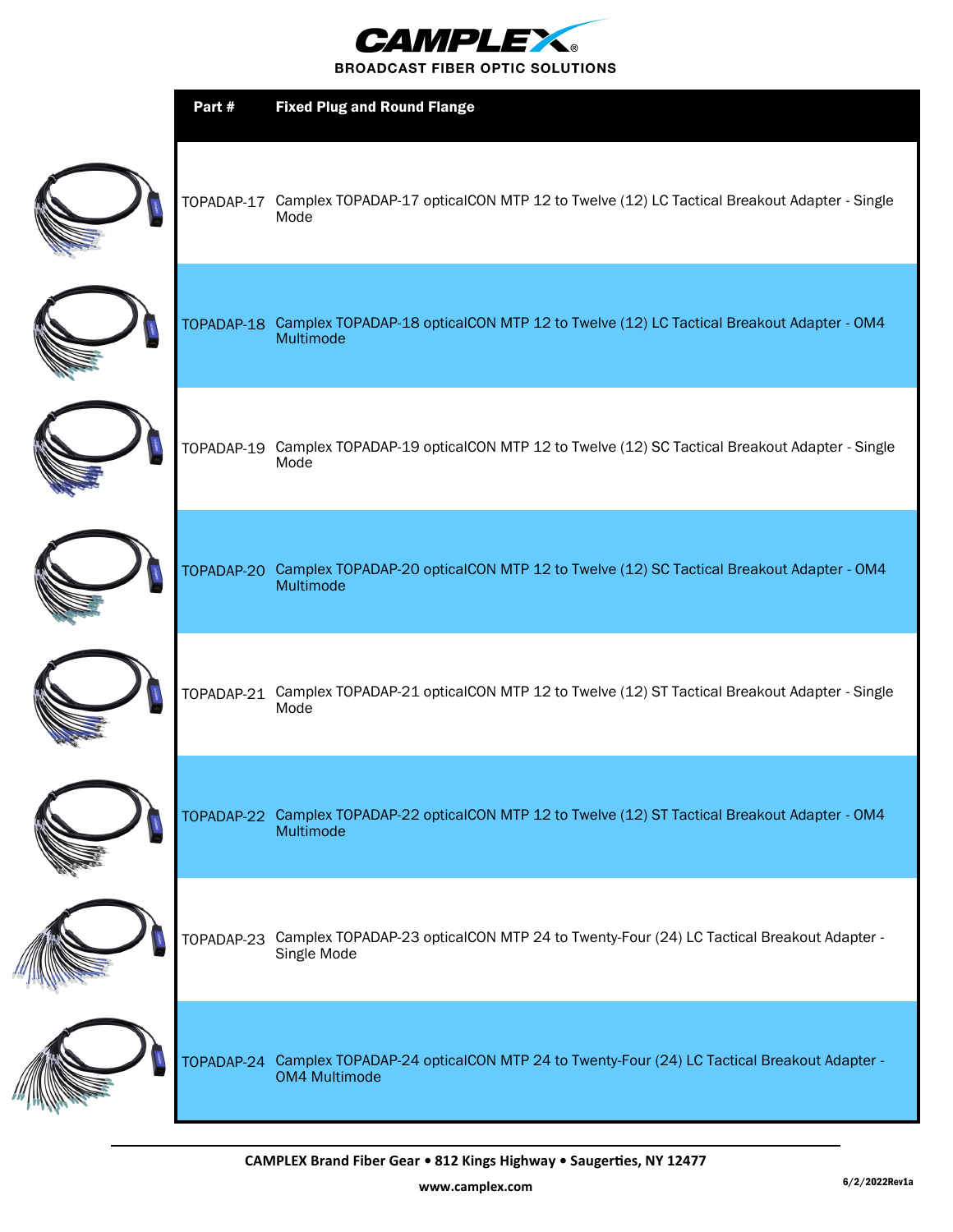**CAMPLEX®**

**BROADCAST FIBER OPTIC SOLUTIONS**

| Part # | Fixed Plug and Round Flange |
|---|---|
| TOPADAP-17 | Camplex TOPADAP-17 opticalCON MTP 12 to Twelve (12) LC Tactical Breakout Adapter - Single Mode |
| TOPADAP-18 | Camplex TOPADAP-18 opticalCON MTP 12 to Twelve (12) LC Tactical Breakout Adapter - OM4 Multimode |
| TOPADAP-19 | Camplex TOPADAP-19 opticalCON MTP 12 to Twelve (12) SC Tactical Breakout Adapter - Single Mode |
| TOPADAP-20 | Camplex TOPADAP-20 opticalCON MTP 12 to Twelve (12) SC Tactical Breakout Adapter - OM4 Multimode |
| TOPADAP-21 | Camplex TOPADAP-21 opticalCON MTP 12 to Twelve (12) ST Tactical Breakout Adapter - Single Mode |
| TOPADAP-22 | Camplex TOPADAP-22 opticalCON MTP 12 to Twelve (12) ST Tactical Breakout Adapter - OM4 Multimode |
| TOPADAP-23 | Camplex TOPADAP-23 opticalCON MTP 24 to Twenty-Four (24) LC Tactical Breakout Adapter - Single Mode |
| TOPADAP-24 | Camplex TOPADAP-24 opticalCON MTP 24 to Twenty-Four (24) LC Tactical Breakout Adapter - OM4 Multimode |

**CAMPLEX Brand Fiber Gear • 812 Kings Highway • Saugerties, NY 12477**

**www.camplex.com**

**6/2/2022Rev1a**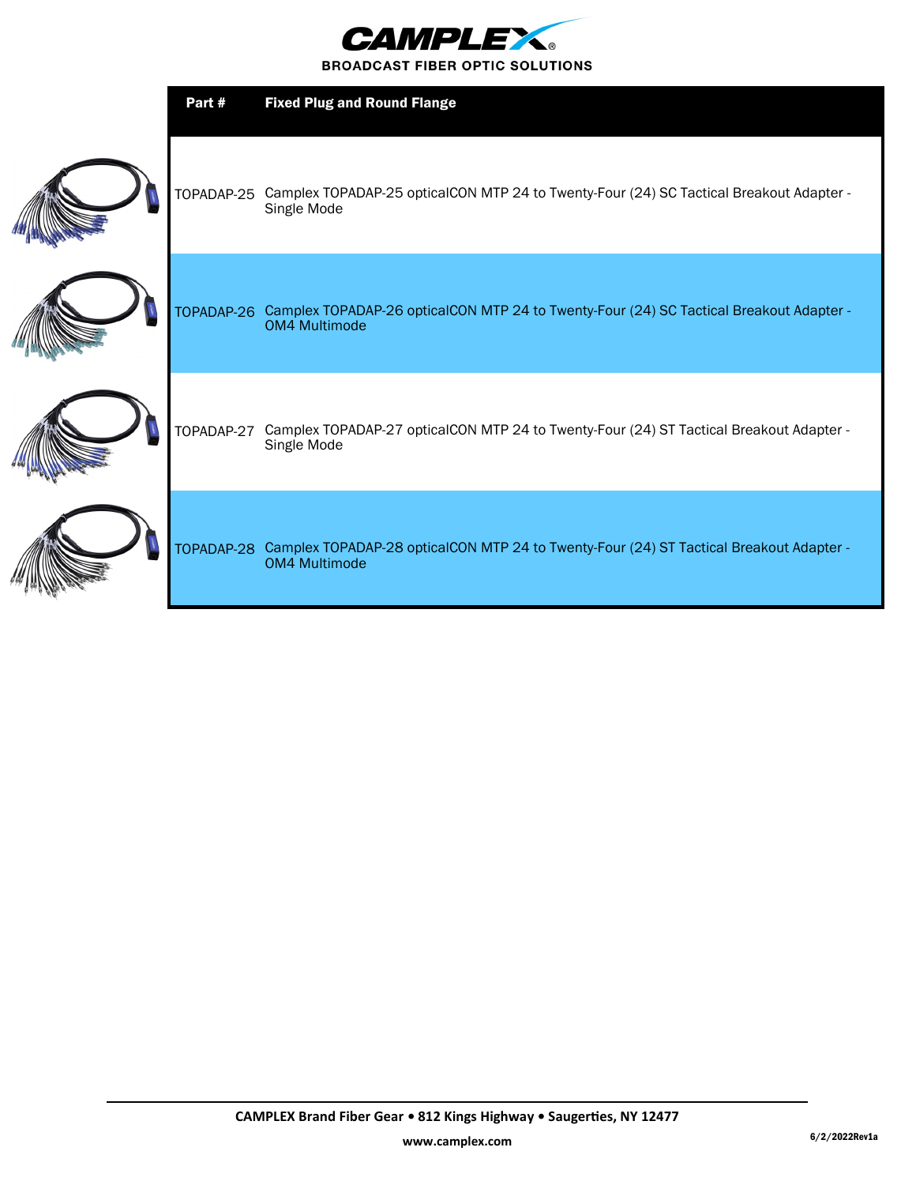**CAMPLEX**

**BROADCAST FIBER OPTIC SOLUTIONS**

| Part # | Fixed Plug and Round Flange |
|---|---|
| TOPADAP-25 | Camplex TOPADAP-25 opticalCON MTP 24 to Twenty-Four (24) SC Tactical Breakout Adapter - Single Mode |
| TOPADAP-26 | Camplex TOPADAP-26 opticalCON MTP 24 to Twenty-Four (24) SC Tactical Breakout Adapter - OM4 Multimode |
| TOPADAP-27 | Camplex TOPADAP-27 opticalCON MTP 24 to Twenty-Four (24) ST Tactical Breakout Adapter - Single Mode |
| TOPADAP-28 | Camplex TOPADAP-28 opticalCON MTP 24 to Twenty-Four (24) ST Tactical Breakout Adapter - OM4 Multimode |

**CAMPLEX Brand Fiber Gear • 812 Kings Highway • Saugerties, NY 12477**

**www.camplex.com**

6/2/2022Rev1a